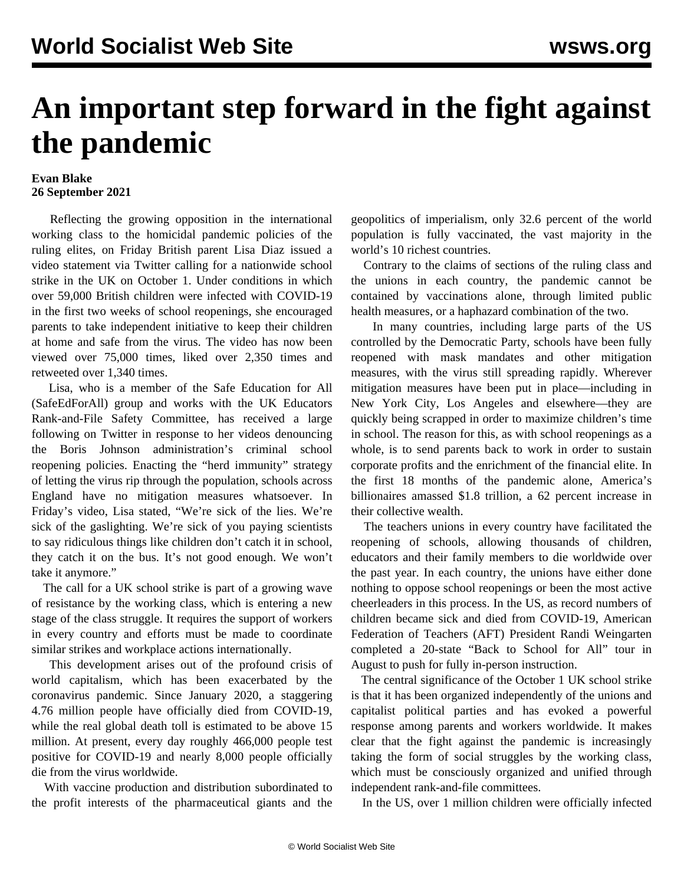# An important step forward in the fight against the pandemic

**Evan Blake**
**26 September 2021**

Reflecting the growing opposition in the international working class to the homicidal pandemic policies of the ruling elites, on Friday British parent Lisa Diaz issued a video statement via Twitter calling for a nationwide school strike in the UK on October 1. Under conditions in which over 59,000 British children were infected with COVID-19 in the first two weeks of school reopenings, she encouraged parents to take independent initiative to keep their children at home and safe from the virus. The video has now been viewed over 75,000 times, liked over 2,350 times and retweeted over 1,340 times.

Lisa, who is a member of the Safe Education for All (SafeEdForAll) group and works with the UK Educators Rank-and-File Safety Committee, has received a large following on Twitter in response to her videos denouncing the Boris Johnson administration's criminal school reopening policies. Enacting the "herd immunity" strategy of letting the virus rip through the population, schools across England have no mitigation measures whatsoever. In Friday's video, Lisa stated, "We're sick of the lies. We're sick of the gaslighting. We're sick of you paying scientists to say ridiculous things like children don't catch it in school, they catch it on the bus. It's not good enough. We won't take it anymore."

The call for a UK school strike is part of a growing wave of resistance by the working class, which is entering a new stage of the class struggle. It requires the support of workers in every country and efforts must be made to coordinate similar strikes and workplace actions internationally.

This development arises out of the profound crisis of world capitalism, which has been exacerbated by the coronavirus pandemic. Since January 2020, a staggering 4.76 million people have officially died from COVID-19, while the real global death toll is estimated to be above 15 million. At present, every day roughly 466,000 people test positive for COVID-19 and nearly 8,000 people officially die from the virus worldwide.

With vaccine production and distribution subordinated to the profit interests of the pharmaceutical giants and the geopolitics of imperialism, only 32.6 percent of the world population is fully vaccinated, the vast majority in the world's 10 richest countries.

Contrary to the claims of sections of the ruling class and the unions in each country, the pandemic cannot be contained by vaccinations alone, through limited public health measures, or a haphazard combination of the two.

In many countries, including large parts of the US controlled by the Democratic Party, schools have been fully reopened with mask mandates and other mitigation measures, with the virus still spreading rapidly. Wherever mitigation measures have been put in place—including in New York City, Los Angeles and elsewhere—they are quickly being scrapped in order to maximize children's time in school. The reason for this, as with school reopenings as a whole, is to send parents back to work in order to sustain corporate profits and the enrichment of the financial elite. In the first 18 months of the pandemic alone, America's billionaires amassed $1.8 trillion, a 62 percent increase in their collective wealth.

The teachers unions in every country have facilitated the reopening of schools, allowing thousands of children, educators and their family members to die worldwide over the past year. In each country, the unions have either done nothing to oppose school reopenings or been the most active cheerleaders in this process. In the US, as record numbers of children became sick and died from COVID-19, American Federation of Teachers (AFT) President Randi Weingarten completed a 20-state "Back to School for All" tour in August to push for fully in-person instruction.

The central significance of the October 1 UK school strike is that it has been organized independently of the unions and capitalist political parties and has evoked a powerful response among parents and workers worldwide. It makes clear that the fight against the pandemic is increasingly taking the form of social struggles by the working class, which must be consciously organized and unified through independent rank-and-file committees.

In the US, over 1 million children were officially infected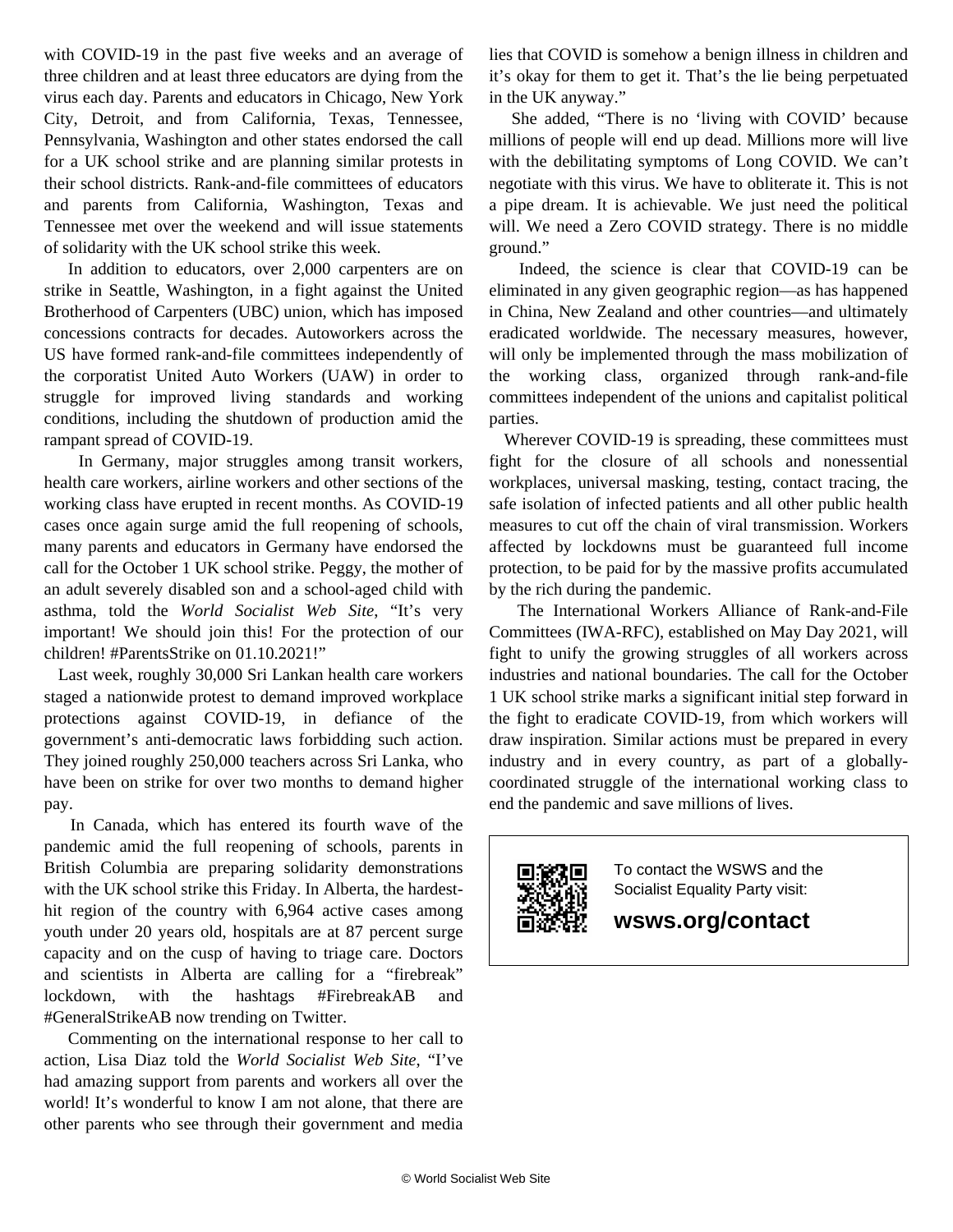with COVID-19 in the past five weeks and an average of three children and at least three educators are dying from the virus each day. Parents and educators in Chicago, New York City, Detroit, and from California, Texas, Tennessee, Pennsylvania, Washington and other states endorsed the call for a UK school strike and are planning similar protests in their school districts. Rank-and-file committees of educators and parents from California, Washington, Texas and Tennessee met over the weekend and will issue statements of solidarity with the UK school strike this week.

In addition to educators, over 2,000 carpenters are on strike in Seattle, Washington, in a fight against the United Brotherhood of Carpenters (UBC) union, which has imposed concessions contracts for decades. Autoworkers across the US have formed rank-and-file committees independently of the corporatist United Auto Workers (UAW) in order to struggle for improved living standards and working conditions, including the shutdown of production amid the rampant spread of COVID-19.

In Germany, major struggles among transit workers, health care workers, airline workers and other sections of the working class have erupted in recent months. As COVID-19 cases once again surge amid the full reopening of schools, many parents and educators in Germany have endorsed the call for the October 1 UK school strike. Peggy, the mother of an adult severely disabled son and a school-aged child with asthma, told the *World Socialist Web Site*, “It’s very important! We should join this! For the protection of our children! #ParentsStrike on 01.10.2021!”

Last week, roughly 30,000 Sri Lankan health care workers staged a nationwide protest to demand improved workplace protections against COVID-19, in defiance of the government’s anti-democratic laws forbidding such action. They joined roughly 250,000 teachers across Sri Lanka, who have been on strike for over two months to demand higher pay.

In Canada, which has entered its fourth wave of the pandemic amid the full reopening of schools, parents in British Columbia are preparing solidarity demonstrations with the UK school strike this Friday. In Alberta, the hardest-hit region of the country with 6,964 active cases among youth under 20 years old, hospitals are at 87 percent surge capacity and on the cusp of having to triage care. Doctors and scientists in Alberta are calling for a “firebreak” lockdown, with the hashtags #FirebreakAB and #GeneralStrikeAB now trending on Twitter.

Commenting on the international response to her call to action, Lisa Diaz told the *World Socialist Web Site*, “I’ve had amazing support from parents and workers all over the world! It’s wonderful to know I am not alone, that there are other parents who see through their government and media lies that COVID is somehow a benign illness in children and it’s okay for them to get it. That’s the lie being perpetuated in the UK anyway.”

She added, “There is no ‘living with COVID’ because millions of people will end up dead. Millions more will live with the debilitating symptoms of Long COVID. We can’t negotiate with this virus. We have to obliterate it. This is not a pipe dream. It is achievable. We just need the political will. We need a Zero COVID strategy. There is no middle ground.”

Indeed, the science is clear that COVID-19 can be eliminated in any given geographic region—as has happened in China, New Zealand and other countries—and ultimately eradicated worldwide. The necessary measures, however, will only be implemented through the mass mobilization of the working class, organized through rank-and-file committees independent of the unions and capitalist political parties.

Wherever COVID-19 is spreading, these committees must fight for the closure of all schools and nonessential workplaces, universal masking, testing, contact tracing, the safe isolation of infected patients and all other public health measures to cut off the chain of viral transmission. Workers affected by lockdowns must be guaranteed full income protection, to be paid for by the massive profits accumulated by the rich during the pandemic.

The International Workers Alliance of Rank-and-File Committees (IWA-RFC), established on May Day 2021, will fight to unify the growing struggles of all workers across industries and national boundaries. The call for the October 1 UK school strike marks a significant initial step forward in the fight to eradicate COVID-19, from which workers will draw inspiration. Similar actions must be prepared in every industry and in every country, as part of a globally-coordinated struggle of the international working class to end the pandemic and save millions of lives.

To contact the WSWS and the Socialist Equality Party visit:

**wsws.org/contact**